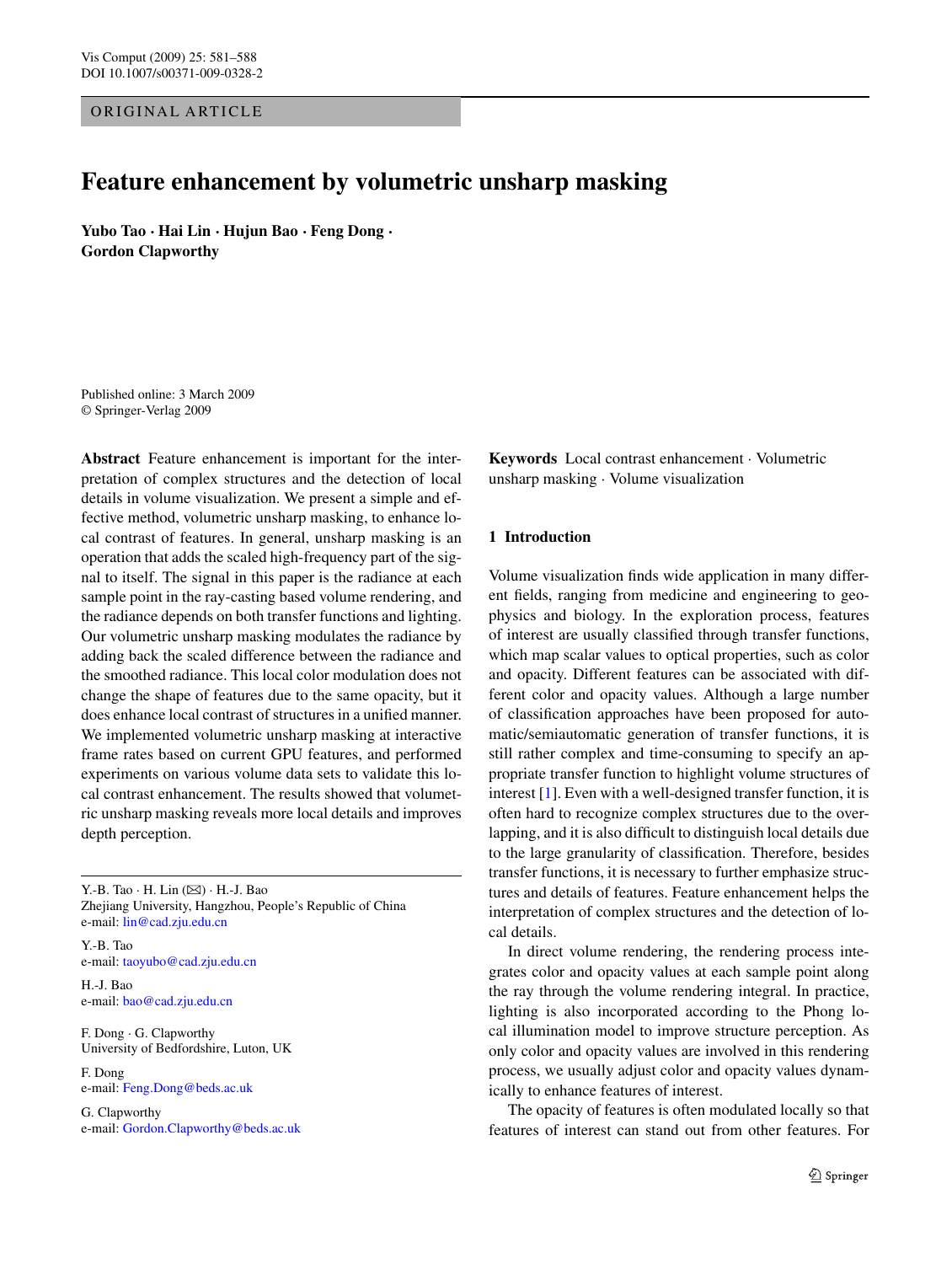ORIGINAL ARTICLE

# Feature enhancement by volumetric unsharp masking

**Yubo Tao · Hai Lin · Hujun Bao · Feng Dong · Gordon Clapworthy**

Published online: 3 March 2009
© Springer-Verlag 2009

**Abstract** Feature enhancement is important for the interpretation of complex structures and the detection of local details in volume visualization. We present a simple and effective method, volumetric unsharp masking, to enhance local contrast of features. In general, unsharp masking is an operation that adds the scaled high-frequency part of the signal to itself. The signal in this paper is the radiance at each sample point in the ray-casting based volume rendering, and the radiance depends on both transfer functions and lighting. Our volumetric unsharp masking modulates the radiance by adding back the scaled difference between the radiance and the smoothed radiance. This local color modulation does not change the shape of features due to the same opacity, but it does enhance local contrast of structures in a unified manner. We implemented volumetric unsharp masking at interactive frame rates based on current GPU features, and performed experiments on various volume data sets to validate this local contrast enhancement. The results showed that volumetric unsharp masking reveals more local details and improves depth perception.

Y.-B. Tao · H. Lin (✉) · H.-J. Bao
Zhejiang University, Hangzhou, People's Republic of China
e-mail: lin@cad.zju.edu.cn

Y.-B. Tao
e-mail: taoyubo@cad.zju.edu.cn

H.-J. Bao
e-mail: bao@cad.zju.edu.cn

F. Dong · G. Clapworthy
University of Bedfordshire, Luton, UK

F. Dong
e-mail: Feng.Dong@beds.ac.uk

G. Clapworthy
e-mail: Gordon.Clapworthy@beds.ac.uk

**Keywords** Local contrast enhancement · Volumetric unsharp masking · Volume visualization

## 1 Introduction

Volume visualization finds wide application in many different fields, ranging from medicine and engineering to geophysics and biology. In the exploration process, features of interest are usually classified through transfer functions, which map scalar values to optical properties, such as color and opacity. Different features can be associated with different color and opacity values. Although a large number of classification approaches have been proposed for automatic/semiautomatic generation of transfer functions, it is still rather complex and time-consuming to specify an appropriate transfer function to highlight volume structures of interest [1]. Even with a well-designed transfer function, it is often hard to recognize complex structures due to the overlapping, and it is also difficult to distinguish local details due to the large granularity of classification. Therefore, besides transfer functions, it is necessary to further emphasize structures and details of features. Feature enhancement helps the interpretation of complex structures and the detection of local details.

In direct volume rendering, the rendering process integrates color and opacity values at each sample point along the ray through the volume rendering integral. In practice, lighting is also incorporated according to the Phong local illumination model to improve structure perception. As only color and opacity values are involved in this rendering process, we usually adjust color and opacity values dynamically to enhance features of interest.

The opacity of features is often modulated locally so that features of interest can stand out from other features. For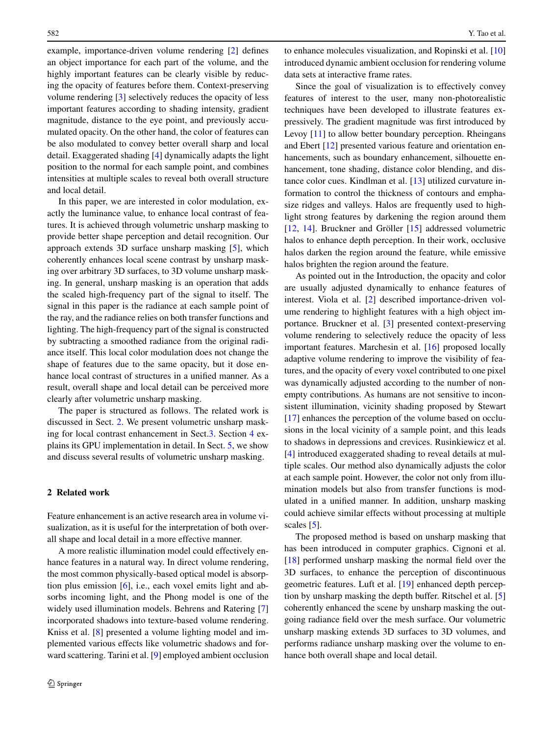example, importance-driven volume rendering [2] defines an object importance for each part of the volume, and the highly important features can be clearly visible by reducing the opacity of features before them. Context-preserving volume rendering [3] selectively reduces the opacity of less important features according to shading intensity, gradient magnitude, distance to the eye point, and previously accumulated opacity. On the other hand, the color of features can be also modulated to convey better overall sharp and local detail. Exaggerated shading [4] dynamically adapts the light position to the normal for each sample point, and combines intensities at multiple scales to reveal both overall structure and local detail.

In this paper, we are interested in color modulation, exactly the luminance value, to enhance local contrast of features. It is achieved through volumetric unsharp masking to provide better shape perception and detail recognition. Our approach extends 3D surface unsharp masking [5], which coherently enhances local scene contrast by unsharp masking over arbitrary 3D surfaces, to 3D volume unsharp masking. In general, unsharp masking is an operation that adds the scaled high-frequency part of the signal to itself. The signal in this paper is the radiance at each sample point of the ray, and the radiance relies on both transfer functions and lighting. The high-frequency part of the signal is constructed by subtracting a smoothed radiance from the original radiance itself. This local color modulation does not change the shape of features due to the same opacity, but it dose enhance local contrast of structures in a unified manner. As a result, overall shape and local detail can be perceived more clearly after volumetric unsharp masking.

The paper is structured as follows. The related work is discussed in Sect. 2. We present volumetric unsharp masking for local contrast enhancement in Sect.3. Section 4 explains its GPU implementation in detail. In Sect. 5, we show and discuss several results of volumetric unsharp masking.

## 2 Related work

Feature enhancement is an active research area in volume visualization, as it is useful for the interpretation of both overall shape and local detail in a more effective manner.

A more realistic illumination model could effectively enhance features in a natural way. In direct volume rendering, the most common physically-based optical model is absorption plus emission [6], i.e., each voxel emits light and absorbs incoming light, and the Phong model is one of the widely used illumination models. Behrens and Ratering [7] incorporated shadows into texture-based volume rendering. Kniss et al. [8] presented a volume lighting model and implemented various effects like volumetric shadows and forward scattering. Tarini et al. [9] employed ambient occlusion to enhance molecules visualization, and Ropinski et al. [10] introduced dynamic ambient occlusion for rendering volume data sets at interactive frame rates.

Since the goal of visualization is to effectively convey features of interest to the user, many non-photorealistic techniques have been developed to illustrate features expressively. The gradient magnitude was first introduced by Levoy [11] to allow better boundary perception. Rheingans and Ebert [12] presented various feature and orientation enhancements, such as boundary enhancement, silhouette enhancement, tone shading, distance color blending, and distance color cues. Kindlman et al. [13] utilized curvature information to control the thickness of contours and emphasize ridges and valleys. Halos are frequently used to highlight strong features by darkening the region around them [12, 14]. Bruckner and Gröller [15] addressed volumetric halos to enhance depth perception. In their work, occlusive halos darken the region around the feature, while emissive halos brighten the region around the feature.

As pointed out in the Introduction, the opacity and color are usually adjusted dynamically to enhance features of interest. Viola et al. [2] described importance-driven volume rendering to highlight features with a high object importance. Bruckner et al. [3] presented context-preserving volume rendering to selectively reduce the opacity of less important features. Marchesin et al. [16] proposed locally adaptive volume rendering to improve the visibility of features, and the opacity of every voxel contributed to one pixel was dynamically adjusted according to the number of non-empty contributions. As humans are not sensitive to inconsistent illumination, vicinity shading proposed by Stewart [17] enhances the perception of the volume based on occlusions in the local vicinity of a sample point, and this leads to shadows in depressions and crevices. Rusinkiewicz et al. [4] introduced exaggerated shading to reveal details at multiple scales. Our method also dynamically adjusts the color at each sample point. However, the color not only from illumination models but also from transfer functions is modulated in a unified manner. In addition, unsharp masking could achieve similar effects without processing at multiple scales [5].

The proposed method is based on unsharp masking that has been introduced in computer graphics. Cignoni et al. [18] performed unsharp masking the normal field over the 3D surfaces, to enhance the perception of discontinuous geometric features. Luft et al. [19] enhanced depth perception by unsharp masking the depth buffer. Ritschel et al. [5] coherently enhanced the scene by unsharp masking the outgoing radiance field over the mesh surface. Our volumetric unsharp masking extends 3D surfaces to 3D volumes, and performs radiance unsharp masking over the volume to enhance both overall shape and local detail.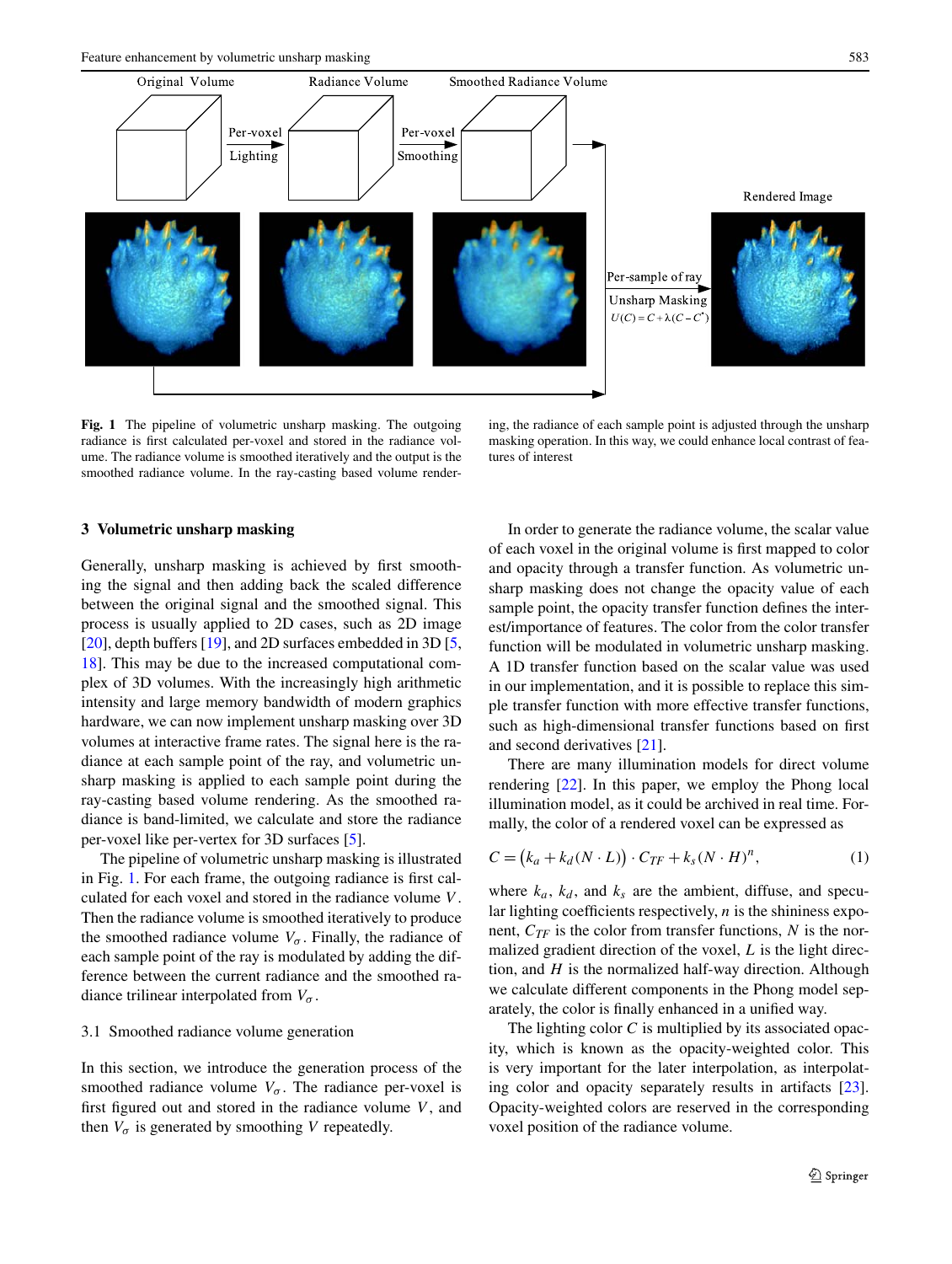**Fig. 1** The pipeline of volumetric unsharp masking. The outgoing radiance is first calculated per-voxel and stored in the radiance volume. The radiance volume is smoothed iteratively and the output is the smoothed radiance volume. In the ray-casting based volume rendering, the radiance of each sample point is adjusted through the unsharp masking operation. In this way, we could enhance local contrast of features of interest

## 3 Volumetric unsharp masking

Generally, unsharp masking is achieved by first smoothing the signal and then adding back the scaled difference between the original signal and the smoothed signal. This process is usually applied to 2D cases, such as 2D image [20], depth buffers [19], and 2D surfaces embedded in 3D [5, 18]. This may be due to the increased computational complex of 3D volumes. With the increasingly high arithmetic intensity and large memory bandwidth of modern graphics hardware, we can now implement unsharp masking over 3D volumes at interactive frame rates. The signal here is the radiance at each sample point of the ray, and volumetric unsharp masking is applied to each sample point during the ray-casting based volume rendering. As the smoothed radiance is band-limited, we calculate and store the radiance per-voxel like per-vertex for 3D surfaces [5].

The pipeline of volumetric unsharp masking is illustrated in Fig. 1. For each frame, the outgoing radiance is first calculated for each voxel and stored in the radiance volume $V$. Then the radiance volume is smoothed iteratively to produce the smoothed radiance volume $V_\sigma$. Finally, the radiance of each sample point of the ray is modulated by adding the difference between the current radiance and the smoothed radiance trilinear interpolated from $V_\sigma$.

### 3.1 Smoothed radiance volume generation

In this section, we introduce the generation process of the smoothed radiance volume $V_\sigma$. The radiance per-voxel is first figured out and stored in the radiance volume $V$, and then $V_\sigma$ is generated by smoothing $V$ repeatedly.

In order to generate the radiance volume, the scalar value of each voxel in the original volume is first mapped to color and opacity through a transfer function. As volumetric unsharp masking does not change the opacity value of each sample point, the opacity transfer function defines the interest/importance of features. The color from the color transfer function will be modulated in volumetric unsharp masking. A 1D transfer function based on the scalar value was used in our implementation, and it is possible to replace this simple transfer function with more effective transfer functions, such as high-dimensional transfer functions based on first and second derivatives [21].

There are many illumination models for direct volume rendering [22]. In this paper, we employ the Phong local illumination model, as it could be archived in real time. Formally, the color of a rendered voxel can be expressed as

$$C = \left(k_a + k_d(N \cdot L)\right) \cdot C_{TF} + k_s(N \cdot H)^n, \tag{1}$$

where $k_a$, $k_d$, and $k_s$ are the ambient, diffuse, and specular lighting coefficients respectively, $n$ is the shininess exponent, $C_{TF}$ is the color from transfer functions, $N$ is the normalized gradient direction of the voxel, $L$ is the light direction, and $H$ is the normalized half-way direction. Although we calculate different components in the Phong model separately, the color is finally enhanced in a unified way.

The lighting color $C$ is multiplied by its associated opacity, which is known as the opacity-weighted color. This is very important for the later interpolation, as interpolating color and opacity separately results in artifacts [23]. Opacity-weighted colors are reserved in the corresponding voxel position of the radiance volume.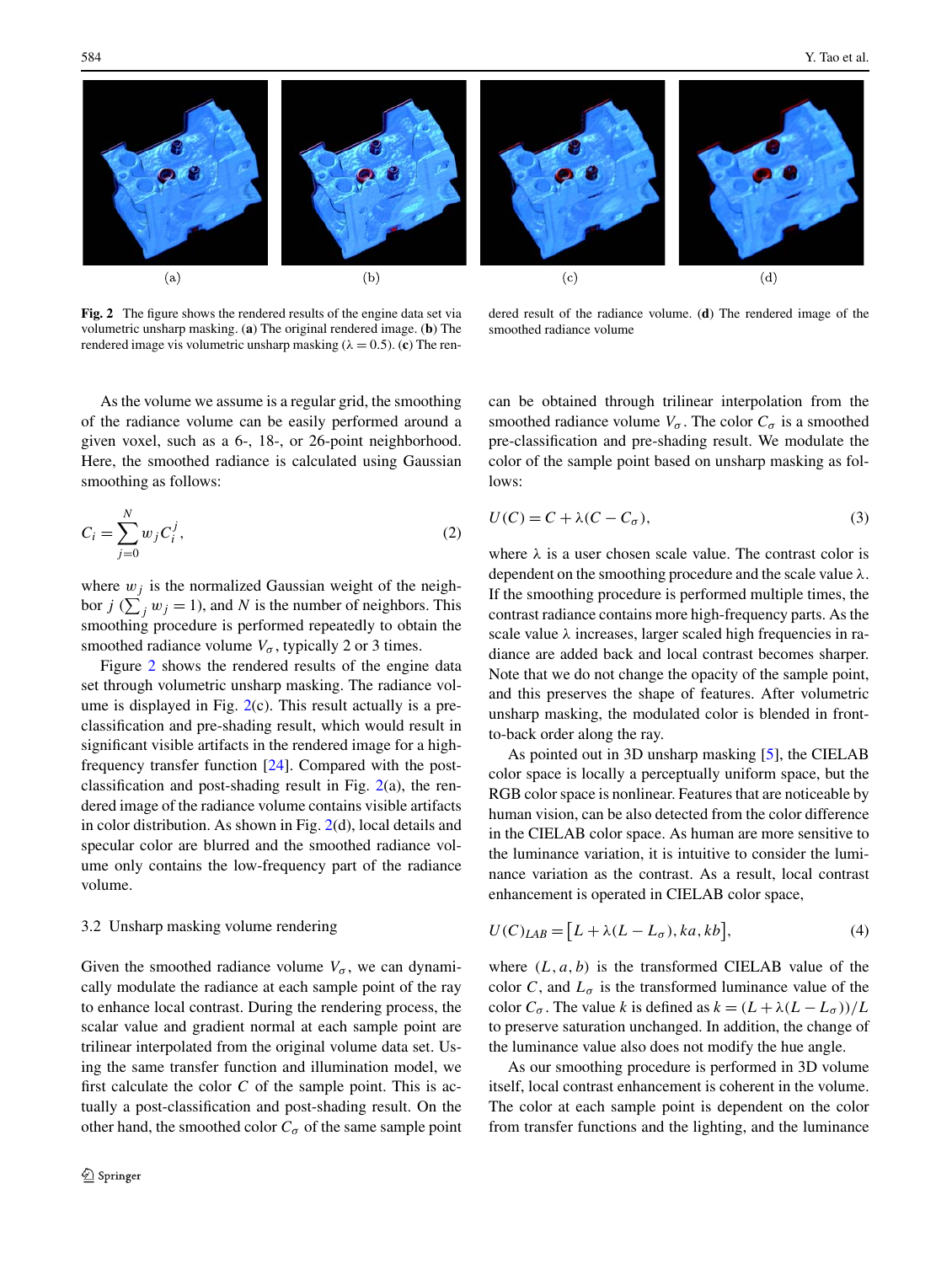(a) (b) (c) (d)

**Fig. 2** The figure shows the rendered results of the engine data set via volumetric unsharp masking. (**a**) The original rendered image. (**b**) The rendered image vis volumetric unsharp masking ($\lambda = 0.5$). (**c**) The rendered result of the radiance volume. (**d**) The rendered image of the smoothed radiance volume

As the volume we assume is a regular grid, the smoothing of the radiance volume can be easily performed around a given voxel, such as a 6-, 18-, or 26-point neighborhood. Here, the smoothed radiance is calculated using Gaussian smoothing as follows:

$$C_i = \sum_{j=0}^{N} w_j C_i^j, \tag{2}$$

where $w_j$ is the normalized Gaussian weight of the neighbor $j$ ($\sum_j w_j = 1$), and $N$ is the number of neighbors. This smoothing procedure is performed repeatedly to obtain the smoothed radiance volume $V_\sigma$, typically 2 or 3 times.

Figure 2 shows the rendered results of the engine data set through volumetric unsharp masking. The radiance volume is displayed in Fig. 2(c). This result actually is a pre-classification and pre-shading result, which would result in significant visible artifacts in the rendered image for a high-frequency transfer function [24]. Compared with the post-classification and post-shading result in Fig. 2(a), the rendered image of the radiance volume contains visible artifacts in color distribution. As shown in Fig. 2(d), local details and specular color are blurred and the smoothed radiance volume only contains the low-frequency part of the radiance volume.

### 3.2 Unsharp masking volume rendering

Given the smoothed radiance volume $V_\sigma$, we can dynamically modulate the radiance at each sample point of the ray to enhance local contrast. During the rendering process, the scalar value and gradient normal at each sample point are trilinear interpolated from the original volume data set. Using the same transfer function and illumination model, we first calculate the color $C$ of the sample point. This is actually a post-classification and post-shading result. On the other hand, the smoothed color $C_\sigma$ of the same sample point can be obtained through trilinear interpolation from the smoothed radiance volume $V_\sigma$. The color $C_\sigma$ is a smoothed pre-classification and pre-shading result. We modulate the color of the sample point based on unsharp masking as follows:

$$U(C) = C + \lambda(C - C_\sigma), \tag{3}$$

where $\lambda$ is a user chosen scale value. The contrast color is dependent on the smoothing procedure and the scale value $\lambda$. If the smoothing procedure is performed multiple times, the contrast radiance contains more high-frequency parts. As the scale value $\lambda$ increases, larger scaled high frequencies in radiance are added back and local contrast becomes sharper. Note that we do not change the opacity of the sample point, and this preserves the shape of features. After volumetric unsharp masking, the modulated color is blended in front-to-back order along the ray.

As pointed out in 3D unsharp masking [5], the CIELAB color space is locally a perceptually uniform space, but the RGB color space is nonlinear. Features that are noticeable by human vision, can be also detected from the color difference in the CIELAB color space. As human are more sensitive to the luminance variation, it is intuitive to consider the luminance variation as the contrast. As a result, local contrast enhancement is operated in CIELAB color space,

$$U(C)_{LAB} = \left[L + \lambda(L - L_\sigma), ka, kb\right], \tag{4}$$

where $(L, a, b)$ is the transformed CIELAB value of the color $C$, and $L_\sigma$ is the transformed luminance value of the color $C_\sigma$. The value $k$ is defined as $k = (L + \lambda(L - L_\sigma))/L$ to preserve saturation unchanged. In addition, the change of the luminance value also does not modify the hue angle.

As our smoothing procedure is performed in 3D volume itself, local contrast enhancement is coherent in the volume. The color at each sample point is dependent on the color from transfer functions and the lighting, and the luminance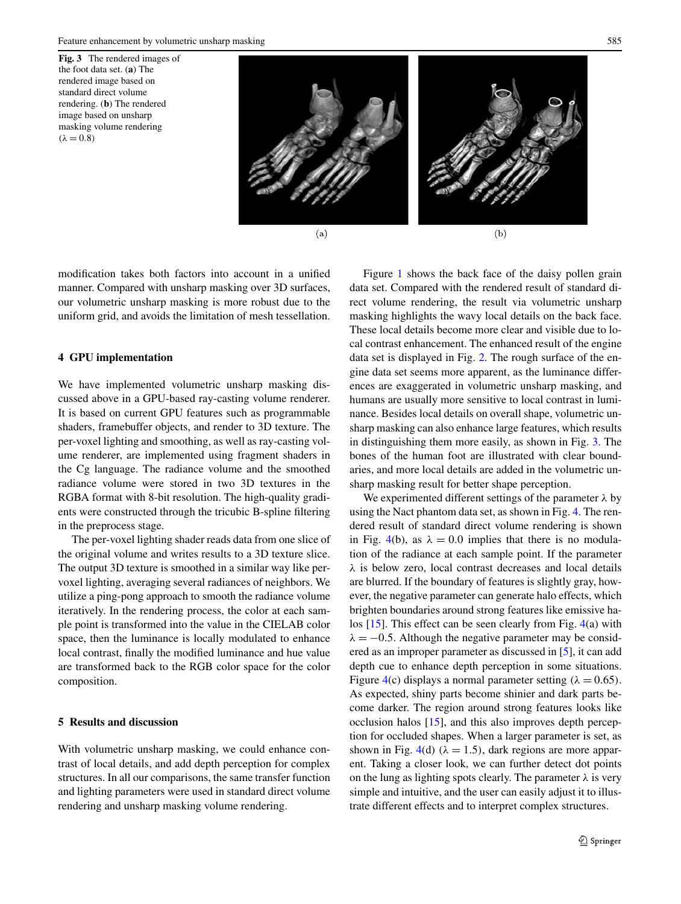**Fig. 3** The rendered images of the foot data set. (**a**) The rendered image based on standard direct volume rendering. (**b**) The rendered image based on unsharp masking volume rendering ($\lambda = 0.8$)

(a) (b)

modification takes both factors into account in a unified manner. Compared with unsharp masking over 3D surfaces, our volumetric unsharp masking is more robust due to the uniform grid, and avoids the limitation of mesh tessellation.

## 4 GPU implementation

We have implemented volumetric unsharp masking discussed above in a GPU-based ray-casting volume renderer. It is based on current GPU features such as programmable shaders, framebuffer objects, and render to 3D texture. The per-voxel lighting and smoothing, as well as ray-casting volume renderer, are implemented using fragment shaders in the Cg language. The radiance volume and the smoothed radiance volume were stored in two 3D textures in the RGBA format with 8-bit resolution. The high-quality gradients were constructed through the tricubic B-spline filtering in the preprocess stage.

The per-voxel lighting shader reads data from one slice of the original volume and writes results to a 3D texture slice. The output 3D texture is smoothed in a similar way like per-voxel lighting, averaging several radiances of neighbors. We utilize a ping-pong approach to smooth the radiance volume iteratively. In the rendering process, the color at each sample point is transformed into the value in the CIELAB color space, then the luminance is locally modulated to enhance local contrast, finally the modified luminance and hue value are transformed back to the RGB color space for the color composition.

## 5 Results and discussion

With volumetric unsharp masking, we could enhance contrast of local details, and add depth perception for complex structures. In all our comparisons, the same transfer function and lighting parameters were used in standard direct volume rendering and unsharp masking volume rendering.

Figure 1 shows the back face of the daisy pollen grain data set. Compared with the rendered result of standard direct volume rendering, the result via volumetric unsharp masking highlights the wavy local details on the back face. These local details become more clear and visible due to local contrast enhancement. The enhanced result of the engine data set is displayed in Fig. 2. The rough surface of the engine data set seems more apparent, as the luminance differences are exaggerated in volumetric unsharp masking, and humans are usually more sensitive to local contrast in luminance. Besides local details on overall shape, volumetric unsharp masking can also enhance large features, which results in distinguishing them more easily, as shown in Fig. 3. The bones of the human foot are illustrated with clear boundaries, and more local details are added in the volumetric unsharp masking result for better shape perception.

We experimented different settings of the parameter $\lambda$ by using the Nact phantom data set, as shown in Fig. 4. The rendered result of standard direct volume rendering is shown in Fig. 4(b), as $\lambda = 0.0$ implies that there is no modulation of the radiance at each sample point. If the parameter $\lambda$ is below zero, local contrast decreases and local details are blurred. If the boundary of features is slightly gray, however, the negative parameter can generate halo effects, which brighten boundaries around strong features like emissive halos [15]. This effect can be seen clearly from Fig. 4(a) with $\lambda = -0.5$. Although the negative parameter may be considered as an improper parameter as discussed in [5], it can add depth cue to enhance depth perception in some situations. Figure 4(c) displays a normal parameter setting ($\lambda = 0.65$). As expected, shiny parts become shinier and dark parts become darker. The region around strong features looks like occlusion halos [15], and this also improves depth perception for occluded shapes. When a larger parameter is set, as shown in Fig. 4(d) ($\lambda = 1.5$), dark regions are more apparent. Taking a closer look, we can further detect dot points on the lung as lighting spots clearly. The parameter $\lambda$ is very simple and intuitive, and the user can easily adjust it to illustrate different effects and to interpret complex structures.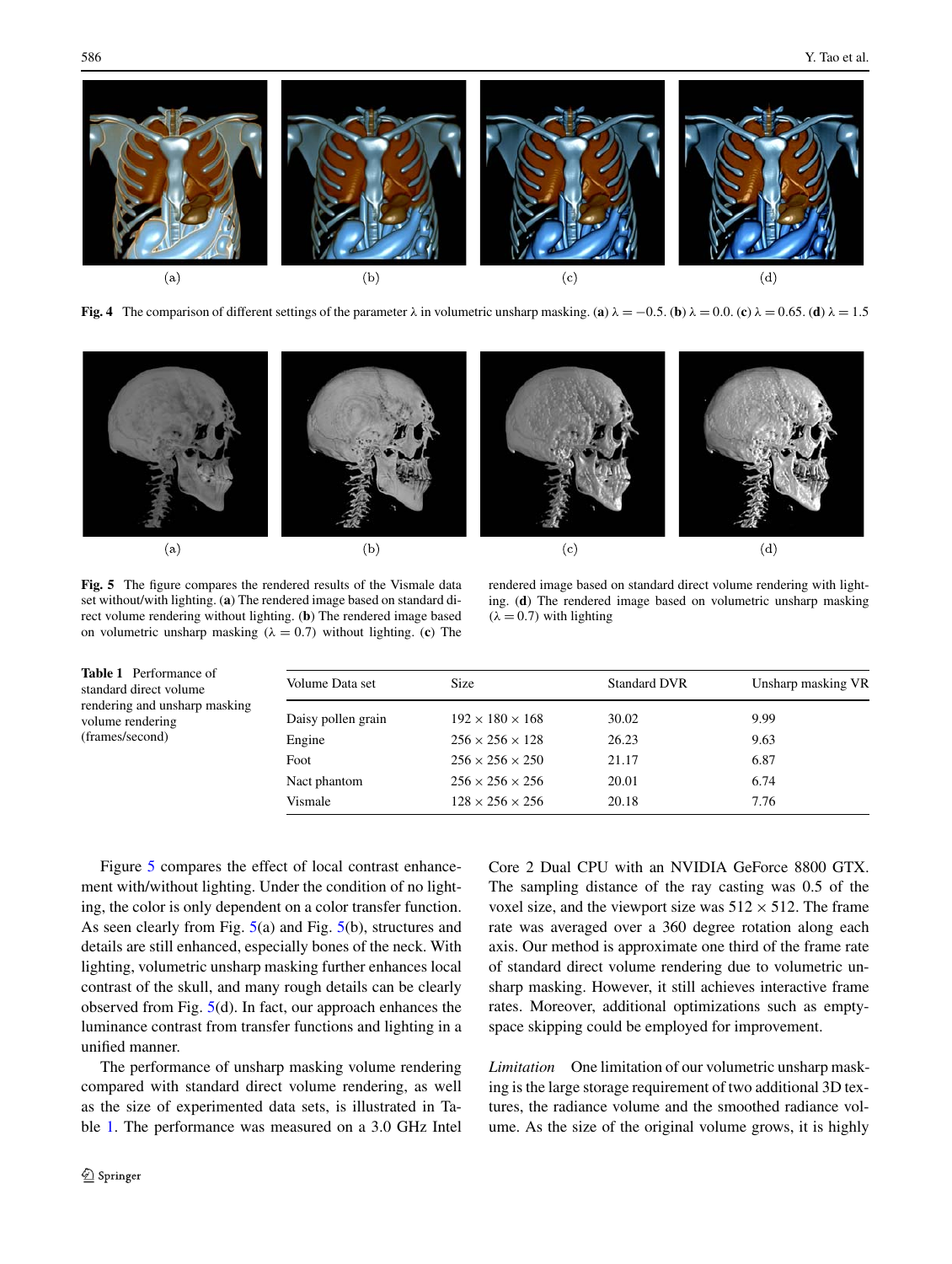**Fig. 4** The comparison of different settings of the parameter $\lambda$ in volumetric unsharp masking. (**a**) $\lambda = -0.5$. (**b**) $\lambda = 0.0$. (**c**) $\lambda = 0.65$. (**d**) $\lambda = 1.5$

**Fig. 5** The figure compares the rendered results of the Vismale data set without/with lighting. (**a**) The rendered image based on standard direct volume rendering without lighting. (**b**) The rendered image based on volumetric unsharp masking ($\lambda = 0.7$) without lighting. (**c**) The rendered image based on standard direct volume rendering with lighting. (**d**) The rendered image based on volumetric unsharp masking ($\lambda = 0.7$) with lighting

**Table 1** Performance of standard direct volume rendering and unsharp masking volume rendering (frames/second)

| Volume Data set | Size | Standard DVR | Unsharp masking VR |
|---|---|---|---|
| Daisy pollen grain | $192 \times 180 \times 168$ | 30.02 | 9.99 |
| Engine | $256 \times 256 \times 128$ | 26.23 | 9.63 |
| Foot | $256 \times 256 \times 250$ | 21.17 | 6.87 |
| Nact phantom | $256 \times 256 \times 256$ | 20.01 | 6.74 |
| Vismale | $128 \times 256 \times 256$ | 20.18 | 7.76 |

Figure 5 compares the effect of local contrast enhancement with/without lighting. Under the condition of no lighting, the color is only dependent on a color transfer function. As seen clearly from Fig. 5(a) and Fig. 5(b), structures and details are still enhanced, especially bones of the neck. With lighting, volumetric unsharp masking further enhances local contrast of the skull, and many rough details can be clearly observed from Fig. 5(d). In fact, our approach enhances the luminance contrast from transfer functions and lighting in a unified manner.

The performance of unsharp masking volume rendering compared with standard direct volume rendering, as well as the size of experimented data sets, is illustrated in Table 1. The performance was measured on a 3.0 GHz Intel Core 2 Dual CPU with an NVIDIA GeForce 8800 GTX. The sampling distance of the ray casting was 0.5 of the voxel size, and the viewport size was $512 \times 512$. The frame rate was averaged over a 360 degree rotation along each axis. Our method is approximate one third of the frame rate of standard direct volume rendering due to volumetric unsharp masking. However, it still achieves interactive frame rates. Moreover, additional optimizations such as empty-space skipping could be employed for improvement.

*Limitation* One limitation of our volumetric unsharp masking is the large storage requirement of two additional 3D textures, the radiance volume and the smoothed radiance volume. As the size of the original volume grows, it is highly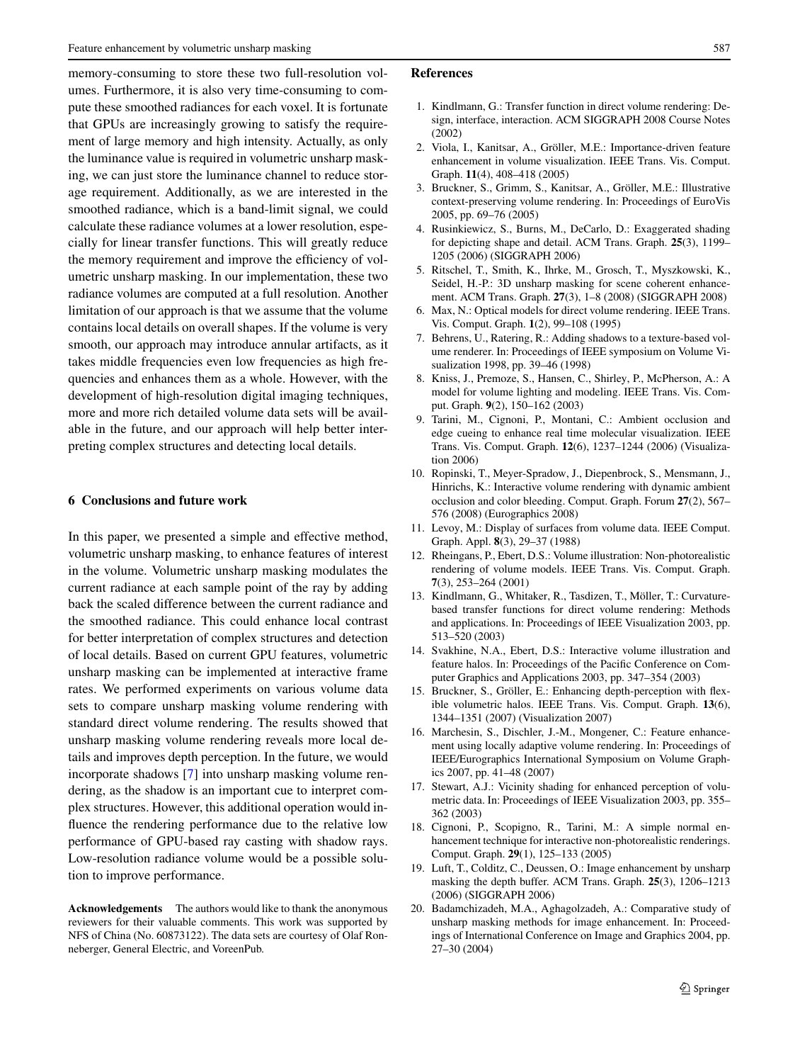memory-consuming to store these two full-resolution volumes. Furthermore, it is also very time-consuming to compute these smoothed radiances for each voxel. It is fortunate that GPUs are increasingly growing to satisfy the requirement of large memory and high intensity. Actually, as only the luminance value is required in volumetric unsharp masking, we can just store the luminance channel to reduce storage requirement. Additionally, as we are interested in the smoothed radiance, which is a band-limit signal, we could calculate these radiance volumes at a lower resolution, especially for linear transfer functions. This will greatly reduce the memory requirement and improve the efficiency of volumetric unsharp masking. In our implementation, these two radiance volumes are computed at a full resolution. Another limitation of our approach is that we assume that the volume contains local details on overall shapes. If the volume is very smooth, our approach may introduce annular artifacts, as it takes middle frequencies even low frequencies as high frequencies and enhances them as a whole. However, with the development of high-resolution digital imaging techniques, more and more rich detailed volume data sets will be available in the future, and our approach will help better interpreting complex structures and detecting local details.

## 6 Conclusions and future work

In this paper, we presented a simple and effective method, volumetric unsharp masking, to enhance features of interest in the volume. Volumetric unsharp masking modulates the current radiance at each sample point of the ray by adding back the scaled difference between the current radiance and the smoothed radiance. This could enhance local contrast for better interpretation of complex structures and detection of local details. Based on current GPU features, volumetric unsharp masking can be implemented at interactive frame rates. We performed experiments on various volume data sets to compare unsharp masking volume rendering with standard direct volume rendering. The results showed that unsharp masking volume rendering reveals more local details and improves depth perception. In the future, we would incorporate shadows [7] into unsharp masking volume rendering, as the shadow is an important cue to interpret complex structures. However, this additional operation would influence the rendering performance due to the relative low performance of GPU-based ray casting with shadow rays. Low-resolution radiance volume would be a possible solution to improve performance.

**Acknowledgements** The authors would like to thank the anonymous reviewers for their valuable comments. This work was supported by NFS of China (No. 60873122). The data sets are courtesy of Olaf Ronneberger, General Electric, and VoreenPub.

## References

1. Kindlmann, G.: Transfer function in direct volume rendering: Design, interface, interaction. ACM SIGGRAPH 2008 Course Notes (2002)
2. Viola, I., Kanitsar, A., Gröller, M.E.: Importance-driven feature enhancement in volume visualization. IEEE Trans. Vis. Comput. Graph. **11**(4), 408–418 (2005)
3. Bruckner, S., Grimm, S., Kanitsar, A., Gröller, M.E.: Illustrative context-preserving volume rendering. In: Proceedings of EuroVis 2005, pp. 69–76 (2005)
4. Rusinkiewicz, S., Burns, M., DeCarlo, D.: Exaggerated shading for depicting shape and detail. ACM Trans. Graph. **25**(3), 1199–1205 (2006) (SIGGRAPH 2006)
5. Ritschel, T., Smith, K., Ihrke, M., Grosch, T., Myszkowski, K., Seidel, H.-P.: 3D unsharp masking for scene coherent enhancement. ACM Trans. Graph. **27**(3), 1–8 (2008) (SIGGRAPH 2008)
6. Max, N.: Optical models for direct volume rendering. IEEE Trans. Vis. Comput. Graph. **1**(2), 99–108 (1995)
7. Behrens, U., Ratering, R.: Adding shadows to a texture-based volume renderer. In: Proceedings of IEEE symposium on Volume Visualization 1998, pp. 39–46 (1998)
8. Kniss, J., Premoze, S., Hansen, C., Shirley, P., McPherson, A.: A model for volume lighting and modeling. IEEE Trans. Vis. Comput. Graph. **9**(2), 150–162 (2003)
9. Tarini, M., Cignoni, P., Montani, C.: Ambient occlusion and edge cueing to enhance real time molecular visualization. IEEE Trans. Vis. Comput. Graph. **12**(6), 1237–1244 (2006) (Visualization 2006)
10. Ropinski, T., Meyer-Spradow, J., Diepenbrock, S., Mensmann, J., Hinrichs, K.: Interactive volume rendering with dynamic ambient occlusion and color bleeding. Comput. Graph. Forum **27**(2), 567–576 (2008) (Eurographics 2008)
11. Levoy, M.: Display of surfaces from volume data. IEEE Comput. Graph. Appl. **8**(3), 29–37 (1988)
12. Rheingans, P., Ebert, D.S.: Volume illustration: Non-photorealistic rendering of volume models. IEEE Trans. Vis. Comput. Graph. **7**(3), 253–264 (2001)
13. Kindlmann, G., Whitaker, R., Tasdizen, T., Möller, T.: Curvature-based transfer functions for direct volume rendering: Methods and applications. In: Proceedings of IEEE Visualization 2003, pp. 513–520 (2003)
14. Svakhine, N.A., Ebert, D.S.: Interactive volume illustration and feature halos. In: Proceedings of the Pacific Conference on Computer Graphics and Applications 2003, pp. 347–354 (2003)
15. Bruckner, S., Gröller, E.: Enhancing depth-perception with flexible volumetric halos. IEEE Trans. Vis. Comput. Graph. **13**(6), 1344–1351 (2007) (Visualization 2007)
16. Marchesin, S., Dischler, J.-M., Mongener, C.: Feature enhancement using locally adaptive volume rendering. In: Proceedings of IEEE/Eurographics International Symposium on Volume Graphics 2007, pp. 41–48 (2007)
17. Stewart, A.J.: Vicinity shading for enhanced perception of volumetric data. In: Proceedings of IEEE Visualization 2003, pp. 355–362 (2003)
18. Cignoni, P., Scopigno, R., Tarini, M.: A simple normal enhancement technique for interactive non-photorealistic renderings. Comput. Graph. **29**(1), 125–133 (2005)
19. Luft, T., Colditz, C., Deussen, O.: Image enhancement by unsharp masking the depth buffer. ACM Trans. Graph. **25**(3), 1206–1213 (2006) (SIGGRAPH 2006)
20. Badamchizadeh, M.A., Aghagolzadeh, A.: Comparative study of unsharp masking methods for image enhancement. In: Proceedings of International Conference on Image and Graphics 2004, pp. 27–30 (2004)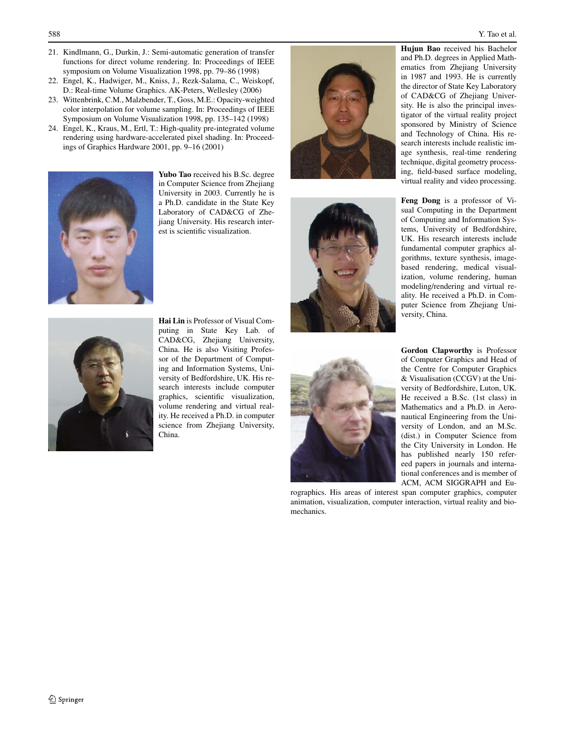21. Kindlmann, G., Durkin, J.: Semi-automatic generation of transfer functions for direct volume rendering. In: Proceedings of IEEE symposium on Volume Visualization 1998, pp. 79–86 (1998)
22. Engel, K., Hadwiger, M., Kniss, J., Rezk-Salama, C., Weiskopf, D.: Real-time Volume Graphics. AK-Peters, Wellesley (2006)
23. Wittenbrink, C.M., Malzbender, T., Goss, M.E.: Opacity-weighted color interpolation for volume sampling. In: Proceedings of IEEE Symposium on Volume Visualization 1998, pp. 135–142 (1998)
24. Engel, K., Kraus, M., Ertl, T.: High-quality pre-integrated volume rendering using hardware-accelerated pixel shading. In: Proceedings of Graphics Hardware 2001, pp. 9–16 (2001)

**Yubo Tao** received his B.Sc. degree in Computer Science from Zhejiang University in 2003. Currently he is a Ph.D. candidate in the State Key Laboratory of CAD&CG of Zhejiang University. His research interest is scientific visualization.

**Hai Lin** is Professor of Visual Computing in State Key Lab. of CAD&CG, Zhejiang University, China. He is also Visiting Professor of the Department of Computing and Information Systems, University of Bedfordshire, UK. His research interests include computer graphics, scientific visualization, volume rendering and virtual reality. He received a Ph.D. in computer science from Zhejiang University, China.

**Hujun Bao** received his Bachelor and Ph.D. degrees in Applied Mathematics from Zhejiang University in 1987 and 1993. He is currently the director of State Key Laboratory of CAD&CG of Zhejiang University. He is also the principal investigator of the virtual reality project sponsored by Ministry of Science and Technology of China. His research interests include realistic image synthesis, real-time rendering technique, digital geometry processing, field-based surface modeling, virtual reality and video processing.

**Feng Dong** is a professor of Visual Computing in the Department of Computing and Information Systems, University of Bedfordshire, UK. His research interests include fundamental computer graphics algorithms, texture synthesis, image-based rendering, medical visualization, volume rendering, human modeling/rendering and virtual reality. He received a Ph.D. in Computer Science from Zhejiang University, China.

**Gordon Clapworthy** is Professor of Computer Graphics and Head of the Centre for Computer Graphics & Visualisation (CCGV) at the University of Bedfordshire, Luton, UK. He received a B.Sc. (1st class) in Mathematics and a Ph.D. in Aeronautical Engineering from the University of London, and an M.Sc. (dist.) in Computer Science from the City University in London. He has published nearly 150 refereed papers in journals and international conferences and is member of ACM, ACM SIGGRAPH and Eurographics. His areas of interest span computer graphics, computer animation, visualization, computer interaction, virtual reality and biomechanics.